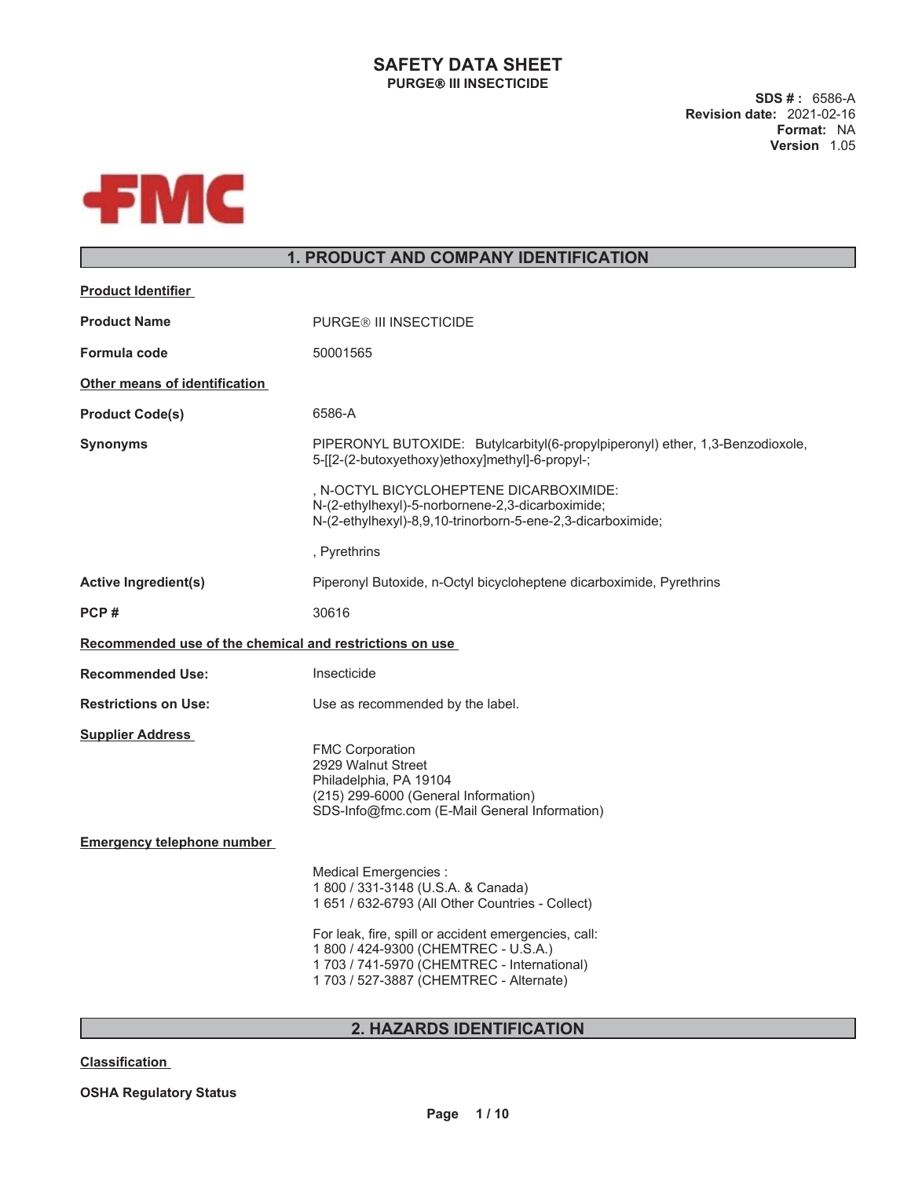# SAFETY DATA SHEET

**PURGE® III INSECTICIDE**

**SDS # :** 6586-A
**Revision date:** 2021-02-16
**Format:** NA
**Version** 1.05

## 1. PRODUCT AND COMPANY IDENTIFICATION

**Product Identifier**

**Product Name** PURGE® III INSECTICIDE

**Formula code** 50001565

**Other means of identification**

**Product Code(s)** 6586-A

**Synonyms** PIPERONYL BUTOXIDE: Butylcarbityl(6-propylpiperonyl) ether, 1,3-Benzodioxole, 5-[[2-(2-butoxyethoxy)ethoxy]methyl]-6-propyl-;

, N-OCTYL BICYCLOHEPTENE DICARBOXIMIDE: N-(2-ethylhexyl)-5-norbornene-2,3-dicarboximide; N-(2-ethylhexyl)-8,9,10-trinorborn-5-ene-2,3-dicarboximide;

, Pyrethrins

**Active Ingredient(s)** Piperonyl Butoxide, n-Octyl bicycloheptene dicarboximide, Pyrethrins

**PCP #** 30616

**Recommended use of the chemical and restrictions on use**

**Recommended Use:** Insecticide

**Restrictions on Use:** Use as recommended by the label.

**Supplier Address**

FMC Corporation
2929 Walnut Street
Philadelphia, PA 19104
(215) 299-6000 (General Information)
SDS-Info@fmc.com (E-Mail General Information)

**Emergency telephone number**

Medical Emergencies :
1 800 / 331-3148 (U.S.A. & Canada)
1 651 / 632-6793 (All Other Countries - Collect)

For leak, fire, spill or accident emergencies, call:
1 800 / 424-9300 (CHEMTREC - U.S.A.)
1 703 / 741-5970 (CHEMTREC - International)
1 703 / 527-3887 (CHEMTREC - Alternate)

## 2. HAZARDS IDENTIFICATION

**Classification**

**OSHA Regulatory Status**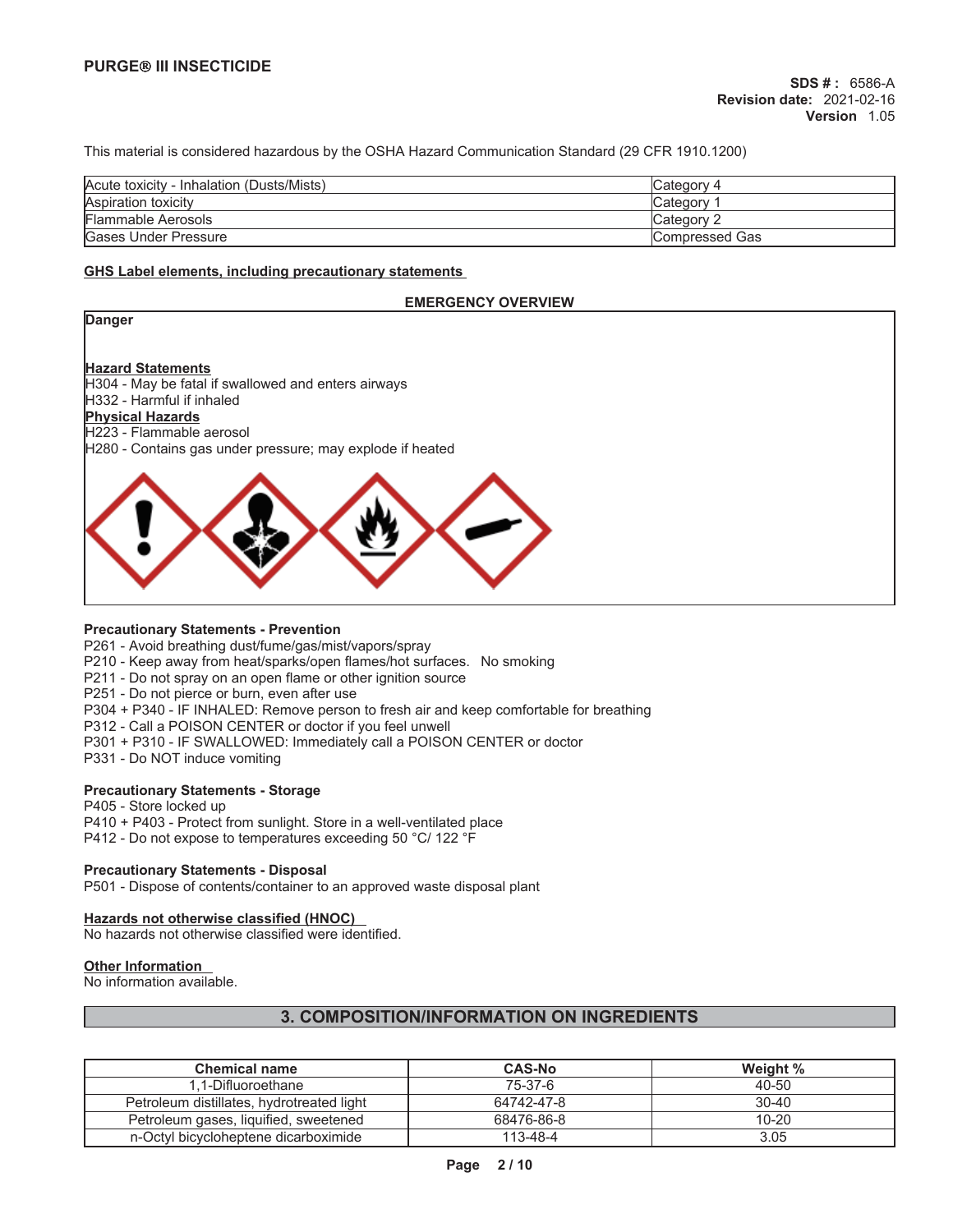This material is considered hazardous by the OSHA Hazard Communication Standard (29 CFR 1910.1200)

| | |
|---|---|
| Acute toxicity - Inhalation (Dusts/Mists) | Category 4 |
| Aspiration toxicity | Category 1 |
| Flammable Aerosols | Category 2 |
| Gases Under Pressure | Compressed Gas |

**GHS Label elements, including precautionary statements**

**EMERGENCY OVERVIEW**

**Danger**

**Hazard Statements**
H304 - May be fatal if swallowed and enters airways
H332 - Harmful if inhaled

**Physical Hazards**
H223 - Flammable aerosol
H280 - Contains gas under pressure; may explode if heated

**Precautionary Statements - Prevention**
P261 - Avoid breathing dust/fume/gas/mist/vapors/spray
P210 - Keep away from heat/sparks/open flames/hot surfaces. No smoking
P211 - Do not spray on an open flame or other ignition source
P251 - Do not pierce or burn, even after use
P304 + P340 - IF INHALED: Remove person to fresh air and keep comfortable for breathing
P312 - Call a POISON CENTER or doctor if you feel unwell
P301 + P310 - IF SWALLOWED: Immediately call a POISON CENTER or doctor
P331 - Do NOT induce vomiting

**Precautionary Statements - Storage**
P405 - Store locked up
P410 + P403 - Protect from sunlight. Store in a well-ventilated place
P412 - Do not expose to temperatures exceeding 50 °C/ 122 °F

**Precautionary Statements - Disposal**
P501 - Dispose of contents/container to an approved waste disposal plant

**Hazards not otherwise classified (HNOC)**
No hazards not otherwise classified were identified.

**Other Information**
No information available.

## 3. COMPOSITION/INFORMATION ON INGREDIENTS

| Chemical name | CAS-No | Weight % |
|---|---|---|
| 1,1-Difluoroethane | 75-37-6 | 40-50 |
| Petroleum distillates, hydrotreated light | 64742-47-8 | 30-40 |
| Petroleum gases, liquified, sweetened | 68476-86-8 | 10-20 |
| n-Octyl bicycloheptene dicarboximide | 113-48-4 | 3.05 |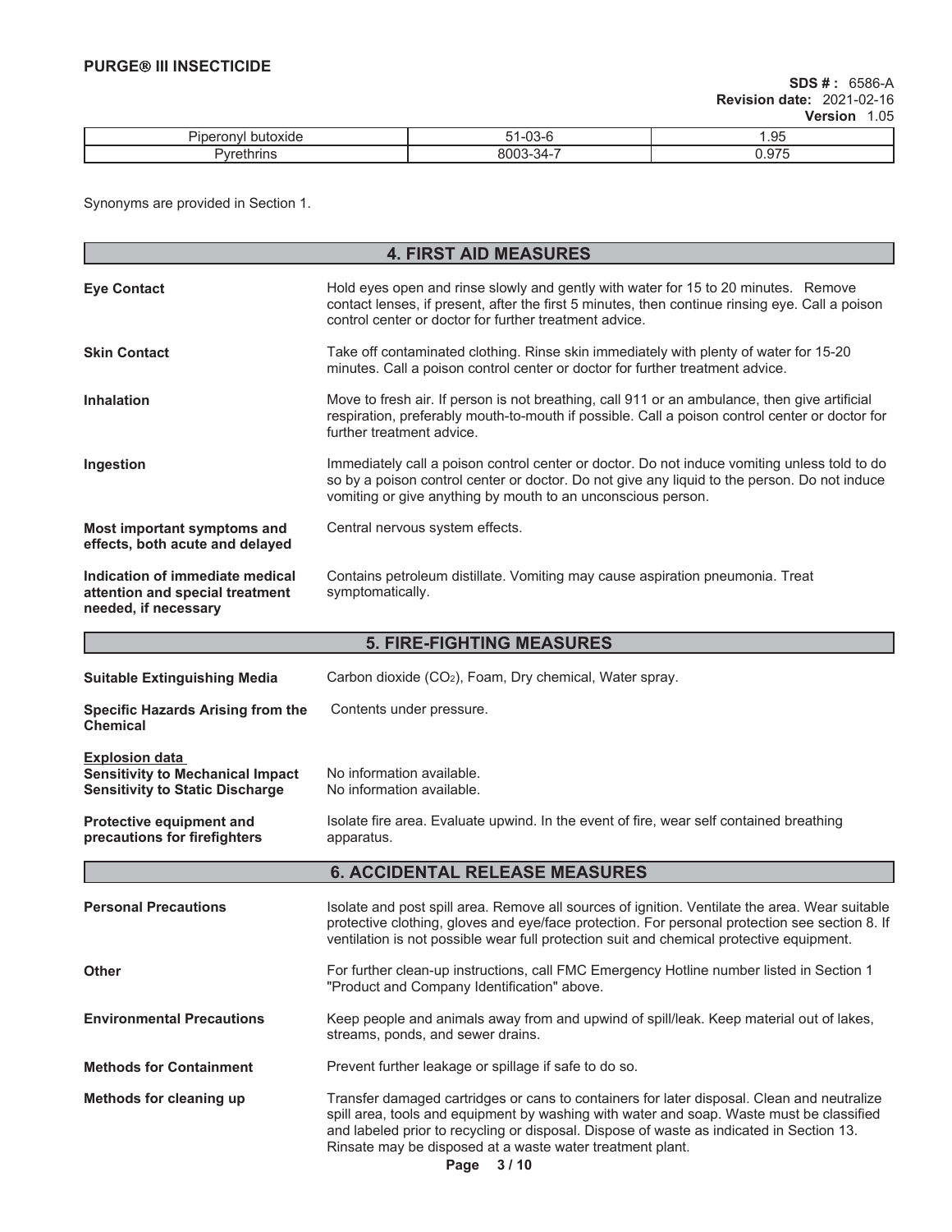| Piperonyl butoxide | 51-03-6 | 1.95 |
| --- | --- | --- |
| Pyrethrins | 8003-34-7 | 0.975 |

Synonyms are provided in Section 1.

## 4. FIRST AID MEASURES

**Eye Contact**

Hold eyes open and rinse slowly and gently with water for 15 to 20 minutes. Remove contact lenses, if present, after the first 5 minutes, then continue rinsing eye. Call a poison control center or doctor for further treatment advice.

**Skin Contact**

Take off contaminated clothing. Rinse skin immediately with plenty of water for 15-20 minutes. Call a poison control center or doctor for further treatment advice.

**Inhalation**

Move to fresh air. If person is not breathing, call 911 or an ambulance, then give artificial respiration, preferably mouth-to-mouth if possible. Call a poison control center or doctor for further treatment advice.

**Ingestion**

Immediately call a poison control center or doctor. Do not induce vomiting unless told to do so by a poison control center or doctor. Do not give any liquid to the person. Do not induce vomiting or give anything by mouth to an unconscious person.

**Most important symptoms and effects, both acute and delayed**

Central nervous system effects.

**Indication of immediate medical attention and special treatment needed, if necessary**

Contains petroleum distillate. Vomiting may cause aspiration pneumonia. Treat symptomatically.

## 5. FIRE-FIGHTING MEASURES

**Suitable Extinguishing Media**

Carbon dioxide ($CO_2$), Foam, Dry chemical, Water spray.

**Specific Hazards Arising from the Chemical**

Contents under pressure.

**Explosion data**

**Sensitivity to Mechanical Impact** No information available.

**Sensitivity to Static Discharge** No information available.

**Protective equipment and precautions for firefighters**

Isolate fire area. Evaluate upwind. In the event of fire, wear self contained breathing apparatus.

## 6. ACCIDENTAL RELEASE MEASURES

**Personal Precautions**

Isolate and post spill area. Remove all sources of ignition. Ventilate the area. Wear suitable protective clothing, gloves and eye/face protection. For personal protection see section 8. If ventilation is not possible wear full protection suit and chemical protective equipment.

**Other**

For further clean-up instructions, call FMC Emergency Hotline number listed in Section 1 "Product and Company Identification" above.

**Environmental Precautions**

Keep people and animals away from and upwind of spill/leak. Keep material out of lakes, streams, ponds, and sewer drains.

**Methods for Containment**

Prevent further leakage or spillage if safe to do so.

**Methods for cleaning up**

Transfer damaged cartridges or cans to containers for later disposal. Clean and neutralize spill area, tools and equipment by washing with water and soap. Waste must be classified and labeled prior to recycling or disposal. Dispose of waste as indicated in Section 13. Rinsate may be disposed at a waste water treatment plant.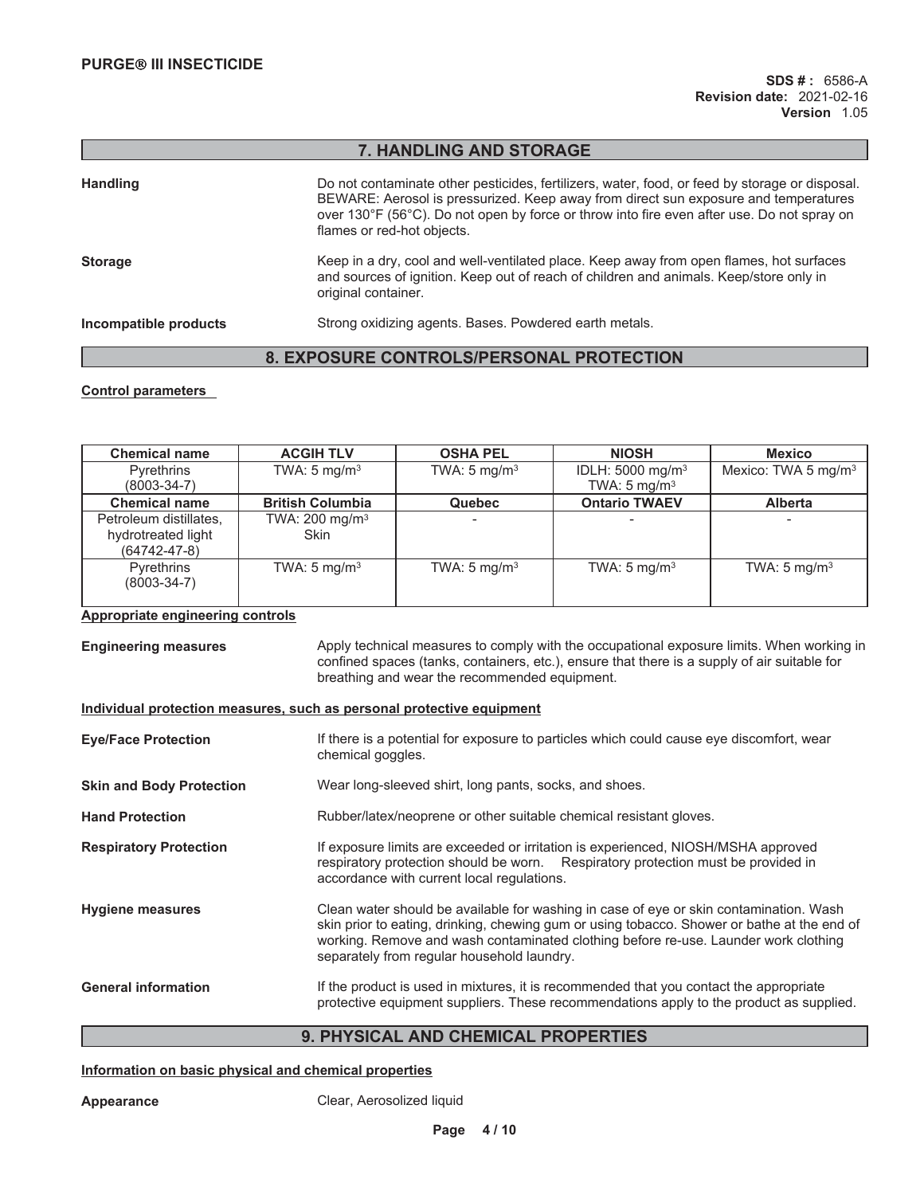## 7. HANDLING AND STORAGE

**Handling**

Do not contaminate other pesticides, fertilizers, water, food, or feed by storage or disposal. BEWARE: Aerosol is pressurized. Keep away from direct sun exposure and temperatures over 130°F (56°C). Do not open by force or throw into fire even after use. Do not spray on flames or red-hot objects.

**Storage**

Keep in a dry, cool and well-ventilated place. Keep away from open flames, hot surfaces and sources of ignition. Keep out of reach of children and animals. Keep/store only in original container.

**Incompatible products**

Strong oxidizing agents. Bases. Powdered earth metals.

## 8. EXPOSURE CONTROLS/PERSONAL PROTECTION

**Control parameters**

| Chemical name | ACGIH TLV | OSHA PEL | NIOSH | Mexico |
|---|---|---|---|---|
| Pyrethrins (8003-34-7) | TWA: 5 mg/m$^3$ | TWA: 5 mg/m$^3$ | IDLH: 5000 mg/m$^3$ TWA: 5 mg/m$^3$ | Mexico: TWA 5 mg/m$^3$ |
| **Chemical name** | **British Columbia** | **Quebec** | **Ontario TWAEV** | **Alberta** |
| Petroleum distillates, hydrotreated light (64742-47-8) | TWA: 200 mg/m$^3$ Skin | - | - | - |
| Pyrethrins (8003-34-7) | TWA: 5 mg/m$^3$ | TWA: 5 mg/m$^3$ | TWA: 5 mg/m$^3$ | TWA: 5 mg/m$^3$ |

**Appropriate engineering controls**

**Engineering measures**

Apply technical measures to comply with the occupational exposure limits. When working in confined spaces (tanks, containers, etc.), ensure that there is a supply of air suitable for breathing and wear the recommended equipment.

**Individual protection measures, such as personal protective equipment**

**Eye/Face Protection**

If there is a potential for exposure to particles which could cause eye discomfort, wear chemical goggles.

**Skin and Body Protection**

Wear long-sleeved shirt, long pants, socks, and shoes.

**Hand Protection**

Rubber/latex/neoprene or other suitable chemical resistant gloves.

**Respiratory Protection**

If exposure limits are exceeded or irritation is experienced, NIOSH/MSHA approved respiratory protection should be worn. Respiratory protection must be provided in accordance with current local regulations.

**Hygiene measures**

Clean water should be available for washing in case of eye or skin contamination. Wash skin prior to eating, drinking, chewing gum or using tobacco. Shower or bathe at the end of working. Remove and wash contaminated clothing before re-use. Launder work clothing separately from regular household laundry.

**General information**

If the product is used in mixtures, it is recommended that you contact the appropriate protective equipment suppliers. These recommendations apply to the product as supplied.

## 9. PHYSICAL AND CHEMICAL PROPERTIES

**Information on basic physical and chemical properties**

**Appearance**

Clear, Aerosolized liquid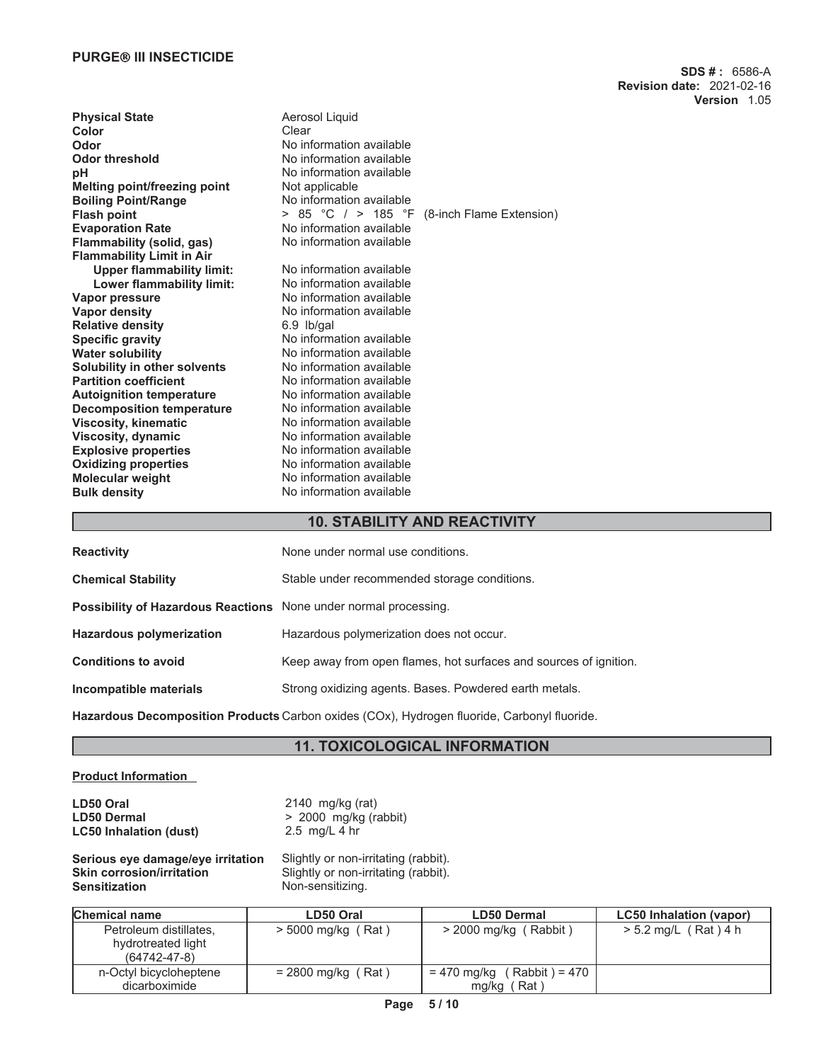| | | |
|---|---|---|
| **Physical State** | Aerosol Liquid | |
| **Color** | Clear | |
| **Odor** | No information available | |
| **Odor threshold** | No information available | |
| **pH** | No information available | |
| **Melting point/freezing point** | Not applicable | |
| **Boiling Point/Range** | No information available | |
| **Flash point** | > 85 °C / > 185 °F | (8-inch Flame Extension) |
| **Evaporation Rate** | No information available | |
| **Flammability (solid, gas)** | No information available | |
| **Flammability Limit in Air** | | |
| **Upper flammability limit:** | No information available | |
| **Lower flammability limit:** | No information available | |
| **Vapor pressure** | No information available | |
| **Vapor density** | No information available | |
| **Relative density** | 6.9 lb/gal | |
| **Specific gravity** | No information available | |
| **Water solubility** | No information available | |
| **Solubility in other solvents** | No information available | |
| **Partition coefficient** | No information available | |
| **Autoignition temperature** | No information available | |
| **Decomposition temperature** | No information available | |
| **Viscosity, kinematic** | No information available | |
| **Viscosity, dynamic** | No information available | |
| **Explosive properties** | No information available | |
| **Oxidizing properties** | No information available | |
| **Molecular weight** | No information available | |
| **Bulk density** | No information available | |

## 10. STABILITY AND REACTIVITY

**Reactivity** None under normal use conditions.

**Chemical Stability** Stable under recommended storage conditions.

**Possibility of Hazardous Reactions** None under normal processing.

**Hazardous polymerization** Hazardous polymerization does not occur.

**Conditions to avoid** Keep away from open flames, hot surfaces and sources of ignition.

**Incompatible materials** Strong oxidizing agents. Bases. Powdered earth metals.

**Hazardous Decomposition Products** Carbon oxides (COx), Hydrogen fluoride, Carbonyl fluoride.

## 11. TOXICOLOGICAL INFORMATION

**Product Information**

**LD50 Oral** 2140 mg/kg (rat)
**LD50 Dermal** > 2000 mg/kg (rabbit)
**LC50 Inhalation (dust)** 2.5 mg/L 4 hr

**Serious eye damage/eye irritation** Slightly or non-irritating (rabbit).
**Skin corrosion/irritation** Slightly or non-irritating (rabbit).
**Sensitization** Non-sensitizing.

| Chemical name | LD50 Oral | LD50 Dermal | LC50 Inhalation (vapor) |
|---|---|---|---|
| Petroleum distillates, hydrotreated light (64742-47-8) | > 5000 mg/kg ( Rat ) | > 2000 mg/kg ( Rabbit ) | > 5.2 mg/L ( Rat ) 4 h |
| n-Octyl bicycloheptene dicarboximide | = 2800 mg/kg ( Rat ) | = 470 mg/kg ( Rabbit ) = 470 mg/kg ( Rat ) | |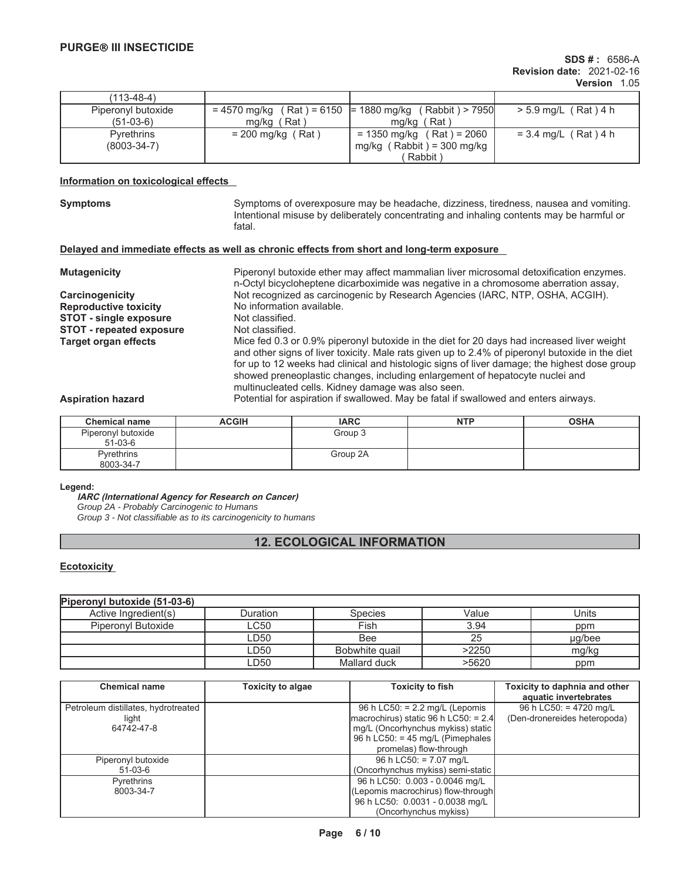| (113-48-4) | | | |
|---|---|---|---|
| Piperonyl butoxide (51-03-6) | = 4570 mg/kg ( Rat ) = 6150 mg/kg ( Rat ) | = 1880 mg/kg ( Rabbit ) > 7950 mg/kg ( Rat ) | > 5.9 mg/L ( Rat ) 4 h |
| Pyrethrins (8003-34-7) | = 200 mg/kg ( Rat ) | = 1350 mg/kg ( Rat ) = 2060 mg/kg ( Rabbit ) = 300 mg/kg ( Rabbit ) | = 3.4 mg/L ( Rat ) 4 h |

**Information on toxicological effects**

**Symptoms**
Symptoms of overexposure may be headache, dizziness, tiredness, nausea and vomiting. Intentional misuse by deliberately concentrating and inhaling contents may be harmful or fatal.

**Delayed and immediate effects as well as chronic effects from short and long-term exposure**

**Mutagenicity**
Piperonyl butoxide ether may affect mammalian liver microsomal detoxification enzymes. n-Octyl bicycloheptene dicarboximide was negative in a chromosome aberration assay,

**Carcinogenicity**
Not recognized as carcinogenic by Research Agencies (IARC, NTP, OSHA, ACGIH).

**Reproductive toxicity**
No information available.

**STOT - single exposure**
Not classified.

**STOT - repeated exposure**
Not classified.

**Target organ effects**
Mice fed 0.3 or 0.9% piperonyl butoxide in the diet for 20 days had increased liver weight and other signs of liver toxicity. Male rats given up to 2.4% of piperonyl butoxide in the diet for up to 12 weeks had clinical and histologic signs of liver damage; the highest dose group showed preneoplastic changes, including enlargement of hepatocyte nuclei and multinucleated cells. Kidney damage was also seen.

**Aspiration hazard**
Potential for aspiration if swallowed. May be fatal if swallowed and enters airways.

| Chemical name | ACGIH | IARC | NTP | OSHA |
|---|---|---|---|---|
| Piperonyl butoxide 51-03-6 | | Group 3 | | |
| Pyrethrins 8003-34-7 | | Group 2A | | |

**Legend:**

***IARC (International Agency for Research on Cancer)***
*Group 2A - Probably Carcinogenic to Humans*
*Group 3 - Not classifiable as to its carcinogenicity to humans*

## 12. ECOLOGICAL INFORMATION

**Ecotoxicity**

| Piperonyl butoxide (51-03-6) | | | | |
|---|---|---|---|---|
| Active Ingredient(s) | Duration | Species | Value | Units |
| Piperonyl Butoxide | LC50 | Fish | 3.94 | ppm |
| | LD50 | Bee | 25 | µg/bee |
| | LD50 | Bobwhite quail | >2250 | mg/kg |
| | LD50 | Mallard duck | >5620 | ppm |

| Chemical name | Toxicity to algae | Toxicity to fish | Toxicity to daphnia and other aquatic invertebrates |
|---|---|---|---|
| Petroleum distillates, hydrotreated light 64742-47-8 | | 96 h LC50: = 2.2 mg/L (Lepomis macrochirus) static 96 h LC50: = 2.4 mg/L (Oncorhynchus mykiss) static 96 h LC50: = 45 mg/L (Pimephales promelas) flow-through | 96 h LC50: = 4720 mg/L (Den-dronereides heteropoda) |
| Piperonyl butoxide 51-03-6 | | 96 h LC50: = 7.07 mg/L (Oncorhynchus mykiss) semi-static | |
| Pyrethrins 8003-34-7 | | 96 h LC50: 0.003 - 0.0046 mg/L (Lepomis macrochirus) flow-through 96 h LC50: 0.0031 - 0.0038 mg/L (Oncorhynchus mykiss) | |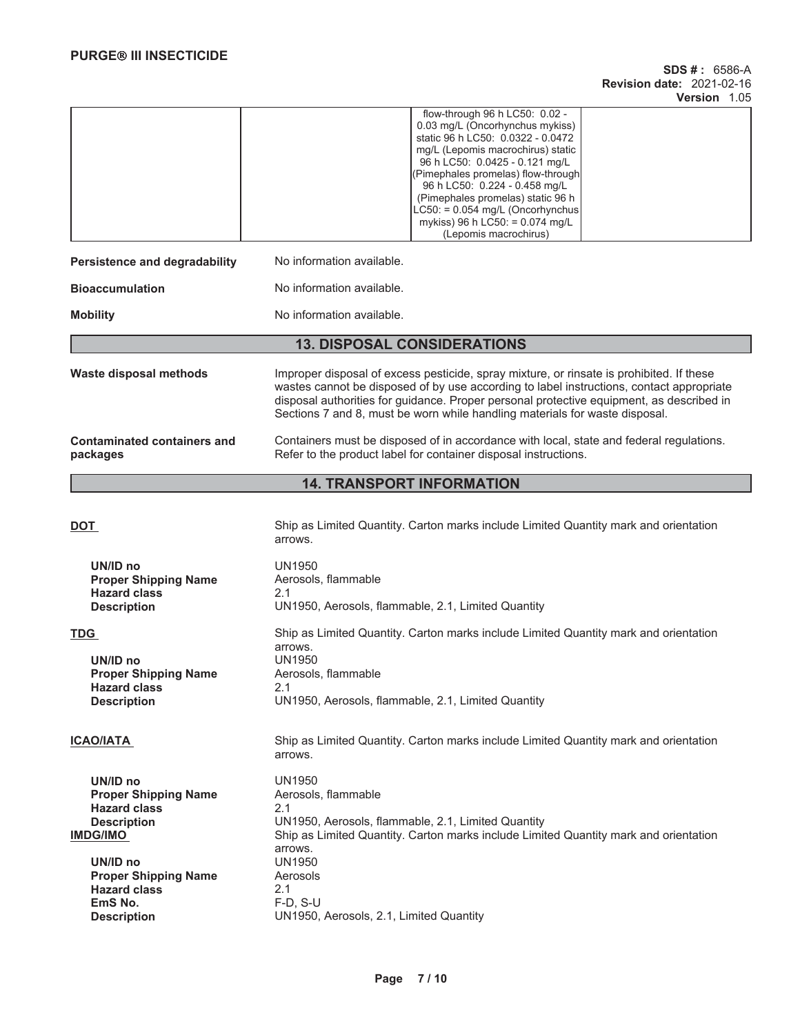|  |  | flow-through 96 h LC50: 0.02 - 0.03 mg/L (Oncorhynchus mykiss) static 96 h LC50: 0.0322 - 0.0472 mg/L (Lepomis macrochirus) static 96 h LC50: 0.0425 - 0.121 mg/L (Pimephales promelas) flow-through 96 h LC50: 0.224 - 0.458 mg/L (Pimephales promelas) static 96 h LC50: = 0.054 mg/L (Oncorhynchus mykiss) 96 h LC50: = 0.074 mg/L (Lepomis macrochirus) |  |
|---|---|---|---|

**Persistence and degradability** No information available.

**Bioaccumulation** No information available.

**Mobility** No information available.

## 13. DISPOSAL CONSIDERATIONS

**Waste disposal methods** Improper disposal of excess pesticide, spray mixture, or rinsate is prohibited. If these wastes cannot be disposed of by use according to label instructions, contact appropriate disposal authorities for guidance. Proper personal protective equipment, as described in Sections 7 and 8, must be worn while handling materials for waste disposal.

**Contaminated containers and packages** Containers must be disposed of in accordance with local, state and federal regulations. Refer to the product label for container disposal instructions.

## 14. TRANSPORT INFORMATION

**DOT** Ship as Limited Quantity. Carton marks include Limited Quantity mark and orientation arrows.

**UN/ID no** UN1950
**Proper Shipping Name** Aerosols, flammable
**Hazard class** 2.1
**Description** UN1950, Aerosols, flammable, 2.1, Limited Quantity

**TDG** Ship as Limited Quantity. Carton marks include Limited Quantity mark and orientation arrows.

**UN/ID no** UN1950
**Proper Shipping Name** Aerosols, flammable
**Hazard class** 2.1
**Description** UN1950, Aerosols, flammable, 2.1, Limited Quantity

**ICAO/IATA** Ship as Limited Quantity. Carton marks include Limited Quantity mark and orientation arrows.

**UN/ID no** UN1950
**Proper Shipping Name** Aerosols, flammable
**Hazard class** 2.1
**Description** UN1950, Aerosols, flammable, 2.1, Limited Quantity

**IMDG/IMO** Ship as Limited Quantity. Carton marks include Limited Quantity mark and orientation arrows.

**UN/ID no** UN1950
**Proper Shipping Name** Aerosols
**Hazard class** 2.1
**EmS No.** F-D, S-U
**Description** UN1950, Aerosols, 2.1, Limited Quantity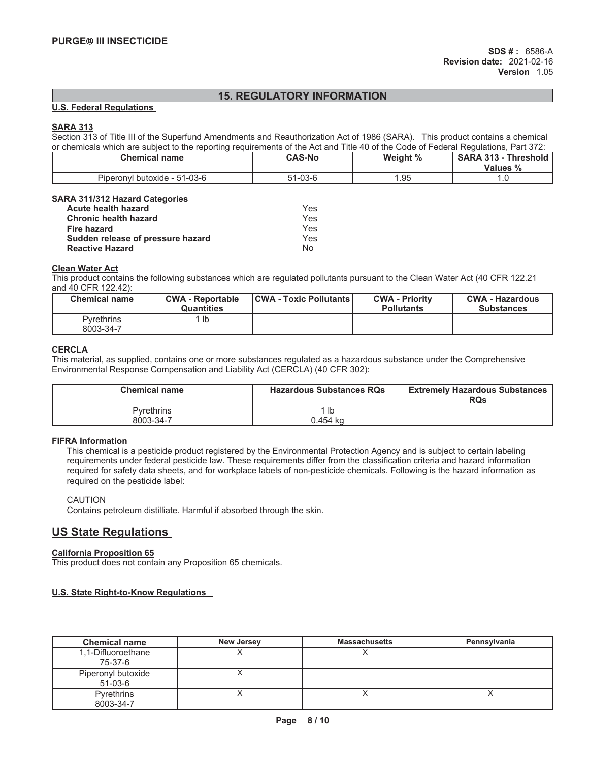## 15. REGULATORY INFORMATION

### U.S. Federal Regulations

#### SARA 313

Section 313 of Title III of the Superfund Amendments and Reauthorization Act of 1986 (SARA). This product contains a chemical or chemicals which are subject to the reporting requirements of the Act and Title 40 of the Code of Federal Regulations, Part 372:

| Chemical name | CAS-No | Weight % | SARA 313 - Threshold Values % |
|---|---|---|---|
| Piperonyl butoxide - 51-03-6 | 51-03-6 | 1.95 | 1.0 |

#### SARA 311/312 Hazard Categories

| | |
|---|---|
| **Acute health hazard** | Yes |
| **Chronic health hazard** | Yes |
| **Fire hazard** | Yes |
| **Sudden release of pressure hazard** | Yes |
| **Reactive Hazard** | No |

#### Clean Water Act

This product contains the following substances which are regulated pollutants pursuant to the Clean Water Act (40 CFR 122.21 and 40 CFR 122.42):

| Chemical name | CWA - Reportable Quantities | CWA - Toxic Pollutants | CWA - Priority Pollutants | CWA - Hazardous Substances |
|---|---|---|---|---|
| Pyrethrins 8003-34-7 | 1 lb | | | |

#### CERCLA

This material, as supplied, contains one or more substances regulated as a hazardous substance under the Comprehensive Environmental Response Compensation and Liability Act (CERCLA) (40 CFR 302):

| Chemical name | Hazardous Substances RQs | Extremely Hazardous Substances RQs |
|---|---|---|
| Pyrethrins 8003-34-7 | 1 lb 0.454 kg | |

#### FIFRA Information

This chemical is a pesticide product registered by the Environmental Protection Agency and is subject to certain labeling requirements under federal pesticide law. These requirements differ from the classification criteria and hazard information required for safety data sheets, and for workplace labels of non-pesticide chemicals. Following is the hazard information as required on the pesticide label:

CAUTION
Contains petroleum distilliate. Harmful if absorbed through the skin.

## US State Regulations

#### California Proposition 65

This product does not contain any Proposition 65 chemicals.

#### U.S. State Right-to-Know Regulations

| Chemical name | New Jersey | Massachusetts | Pennsylvania |
|---|---|---|---|
| 1,1-Difluoroethane 75-37-6 | X | X | |
| Piperonyl butoxide 51-03-6 | X | | |
| Pyrethrins 8003-34-7 | X | X | X |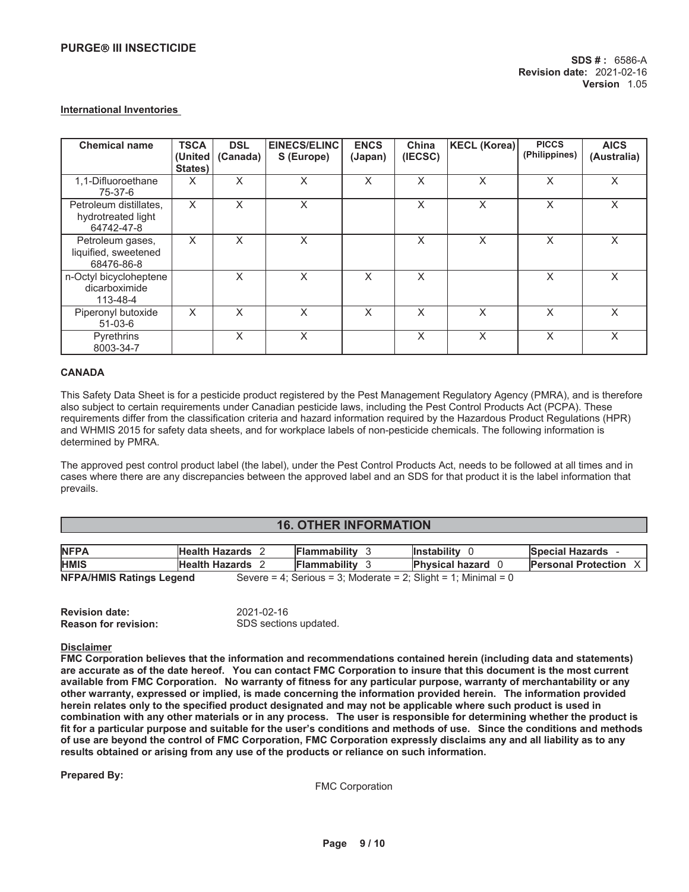**International Inventories**

| Chemical name | TSCA (United States) | DSL (Canada) | EINECS/ELINCS (Europe) | ENCS (Japan) | China (IECSC) | KECL (Korea) | PICCS (Philippines) | AICS (Australia) |
|---|---|---|---|---|---|---|---|---|
| 1,1-Difluoroethane 75-37-6 | X | X | X | X | X | X | X | X |
| Petroleum distillates, hydrotreated light 64742-47-8 | X | X | X | | X | X | X | X |
| Petroleum gases, liquified, sweetened 68476-86-8 | X | X | X | | X | X | X | X |
| n-Octyl bicycloheptene dicarboximide 113-48-4 | | X | X | X | X | | X | X |
| Piperonyl butoxide 51-03-6 | X | X | X | X | X | X | X | X |
| Pyrethrins 8003-34-7 | | X | X | | X | X | X | X |

**CANADA**

This Safety Data Sheet is for a pesticide product registered by the Pest Management Regulatory Agency (PMRA), and is therefore also subject to certain requirements under Canadian pesticide laws, including the Pest Control Products Act (PCPA). These requirements differ from the classification criteria and hazard information required by the Hazardous Product Regulations (HPR) and WHMIS 2015 for safety data sheets, and for workplace labels of non-pesticide chemicals. The following information is determined by PMRA.

The approved pest control product label (the label), under the Pest Control Products Act, needs to be followed at all times and in cases where there are any discrepancies between the approved label and an SDS for that product it is the label information that prevails.

## 16. OTHER INFORMATION

| | | | | |
|---|---|---|---|---|
| **NFPA** | **Health Hazards** 2 | **Flammability** 3 | **Instability** 0 | **Special Hazards** - |
| **HMIS** | **Health Hazards** 2 | **Flammability** 3 | **Physical hazard** 0 | **Personal Protection** X |

**NFPA/HMIS Ratings Legend** Severe = 4; Serious = 3; Moderate = 2; Slight = 1; Minimal = 0

**Revision date:** 2021-02-16
**Reason for revision:** SDS sections updated.

**Disclaimer**

**FMC Corporation believes that the information and recommendations contained herein (including data and statements) are accurate as of the date hereof. You can contact FMC Corporation to insure that this document is the most current available from FMC Corporation. No warranty of fitness for any particular purpose, warranty of merchantability or any other warranty, expressed or implied, is made concerning the information provided herein. The information provided herein relates only to the specified product designated and may not be applicable where such product is used in combination with any other materials or in any process. The user is responsible for determining whether the product is fit for a particular purpose and suitable for the user's conditions and methods of use. Since the conditions and methods of use are beyond the control of FMC Corporation, FMC Corporation expressly disclaims any and all liability as to any results obtained or arising from any use of the products or reliance on such information.**

**Prepared By:**

FMC Corporation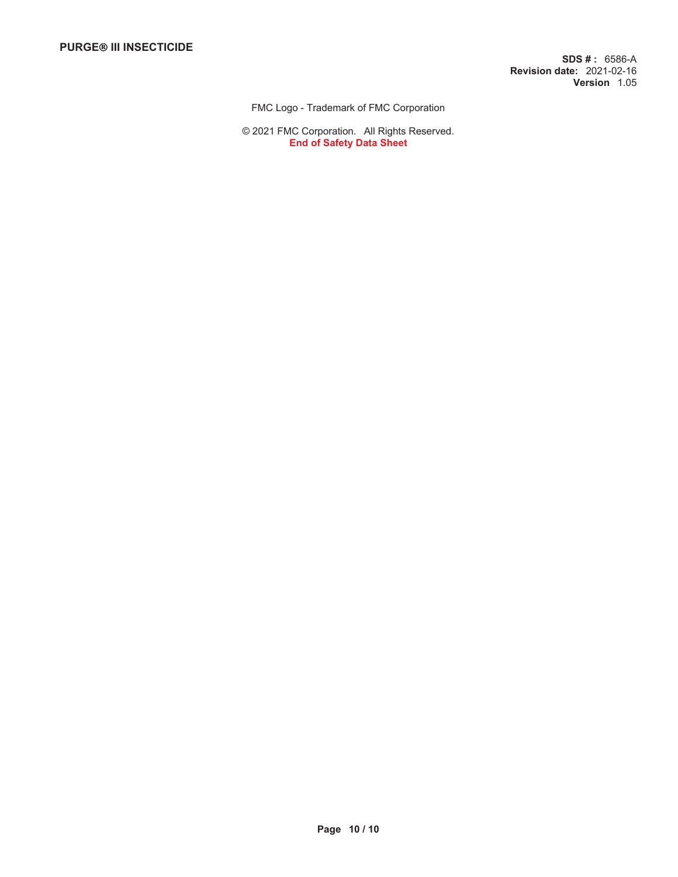FMC Logo - Trademark of FMC Corporation

© 2021 FMC Corporation.   All Rights Reserved.

**End of Safety Data Sheet**